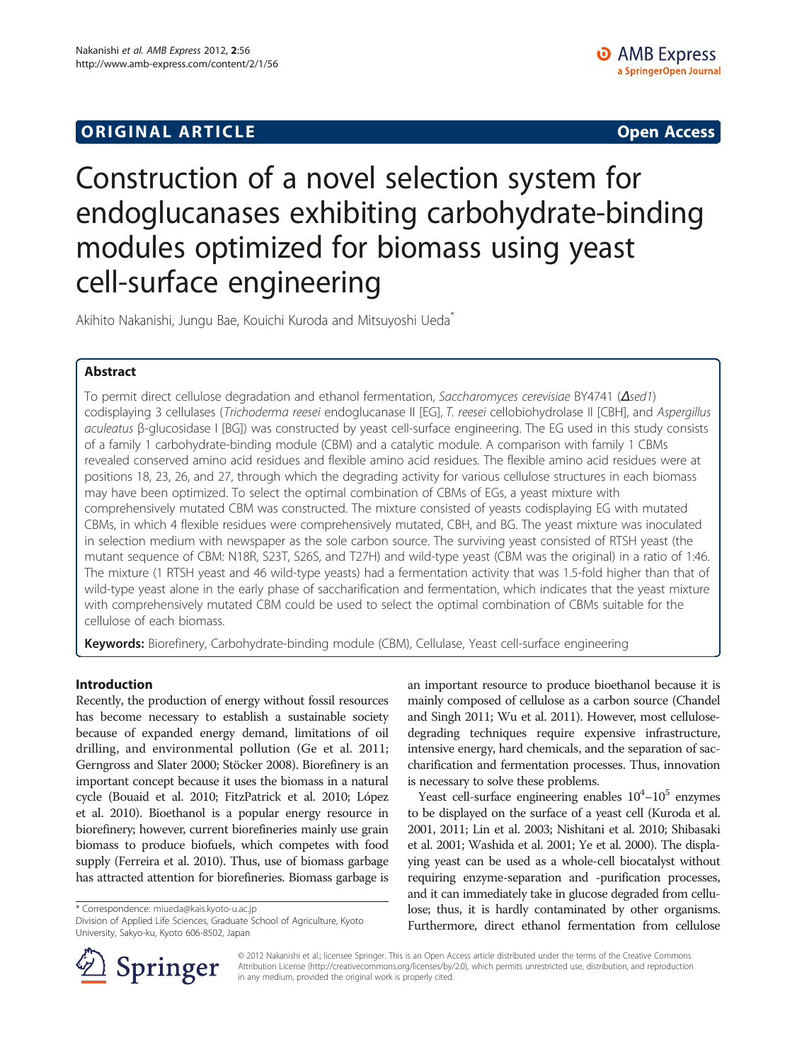**ORIGINAL ARTICLE** **Open Access**

# Construction of a novel selection system for endoglucanases exhibiting carbohydrate-binding modules optimized for biomass using yeast cell-surface engineering

Akihito Nakanishi, Jungu Bae, Kouichi Kuroda and Mitsuyoshi Ueda*

## Abstract

To permit direct cellulose degradation and ethanol fermentation, *Saccharomyces cerevisiae* BY4741 (*Δsed1*) codisplaying 3 cellulases (*Trichoderma reesei* endoglucanase II [EG], *T. reesei* cellobiohydrolase II [CBH], and *Aspergillus aculeatus* β-glucosidase I [BG]) was constructed by yeast cell-surface engineering. The EG used in this study consists of a family 1 carbohydrate-binding module (CBM) and a catalytic module. A comparison with family 1 CBMs revealed conserved amino acid residues and flexible amino acid residues. The flexible amino acid residues were at positions 18, 23, 26, and 27, through which the degrading activity for various cellulose structures in each biomass may have been optimized. To select the optimal combination of CBMs of EGs, a yeast mixture with comprehensively mutated CBM was constructed. The mixture consisted of yeasts codisplaying EG with mutated CBMs, in which 4 flexible residues were comprehensively mutated, CBH, and BG. The yeast mixture was inoculated in selection medium with newspaper as the sole carbon source. The surviving yeast consisted of RTSH yeast (the mutant sequence of CBM: N18R, S23T, S26S, and T27H) and wild-type yeast (CBM was the original) in a ratio of 1:46. The mixture (1 RTSH yeast and 46 wild-type yeasts) had a fermentation activity that was 1.5-fold higher than that of wild-type yeast alone in the early phase of saccharification and fermentation, which indicates that the yeast mixture with comprehensively mutated CBM could be used to select the optimal combination of CBMs suitable for the cellulose of each biomass.

**Keywords:** Biorefinery, Carbohydrate-binding module (CBM), Cellulase, Yeast cell-surface engineering

## Introduction

Recently, the production of energy without fossil resources has become necessary to establish a sustainable society because of expanded energy demand, limitations of oil drilling, and environmental pollution (Ge et al. 2011; Gerngross and Slater 2000; Stöcker 2008). Biorefinery is an important concept because it uses the biomass in a natural cycle (Bouaid et al. 2010; FitzPatrick et al. 2010; López et al. 2010). Bioethanol is a popular energy resource in biorefinery; however, current biorefineries mainly use grain biomass to produce biofuels, which competes with food supply (Ferreira et al. 2010). Thus, use of biomass garbage has attracted attention for biorefineries. Biomass garbage is an important resource to produce bioethanol because it is mainly composed of cellulose as a carbon source (Chandel and Singh 2011; Wu et al. 2011). However, most cellulose-degrading techniques require expensive infrastructure, intensive energy, hard chemicals, and the separation of saccharification and fermentation processes. Thus, innovation is necessary to solve these problems.

Yeast cell-surface engineering enables $10^4$–$10^5$ enzymes to be displayed on the surface of a yeast cell (Kuroda et al. 2001, 2011; Lin et al. 2003; Nishitani et al. 2010; Shibasaki et al. 2001; Washida et al. 2001; Ye et al. 2000). The displaying yeast can be used as a whole-cell biocatalyst without requiring enzyme-separation and -purification processes, and it can immediately take in glucose degraded from cellulose; thus, it is hardly contaminated by other organisms. Furthermore, direct ethanol fermentation from cellulose

---

* Correspondence: miueda@kais.kyoto-u.ac.jp
Division of Applied Life Sciences, Graduate School of Agriculture, Kyoto University, Sakyo-ku, Kyoto 606-8502, Japan

© 2012 Nakanishi et al.; licensee Springer. This is an Open Access article distributed under the terms of the Creative Commons Attribution License (http://creativecommons.org/licenses/by/2.0), which permits unrestricted use, distribution, and reproduction in any medium, provided the original work is properly cited.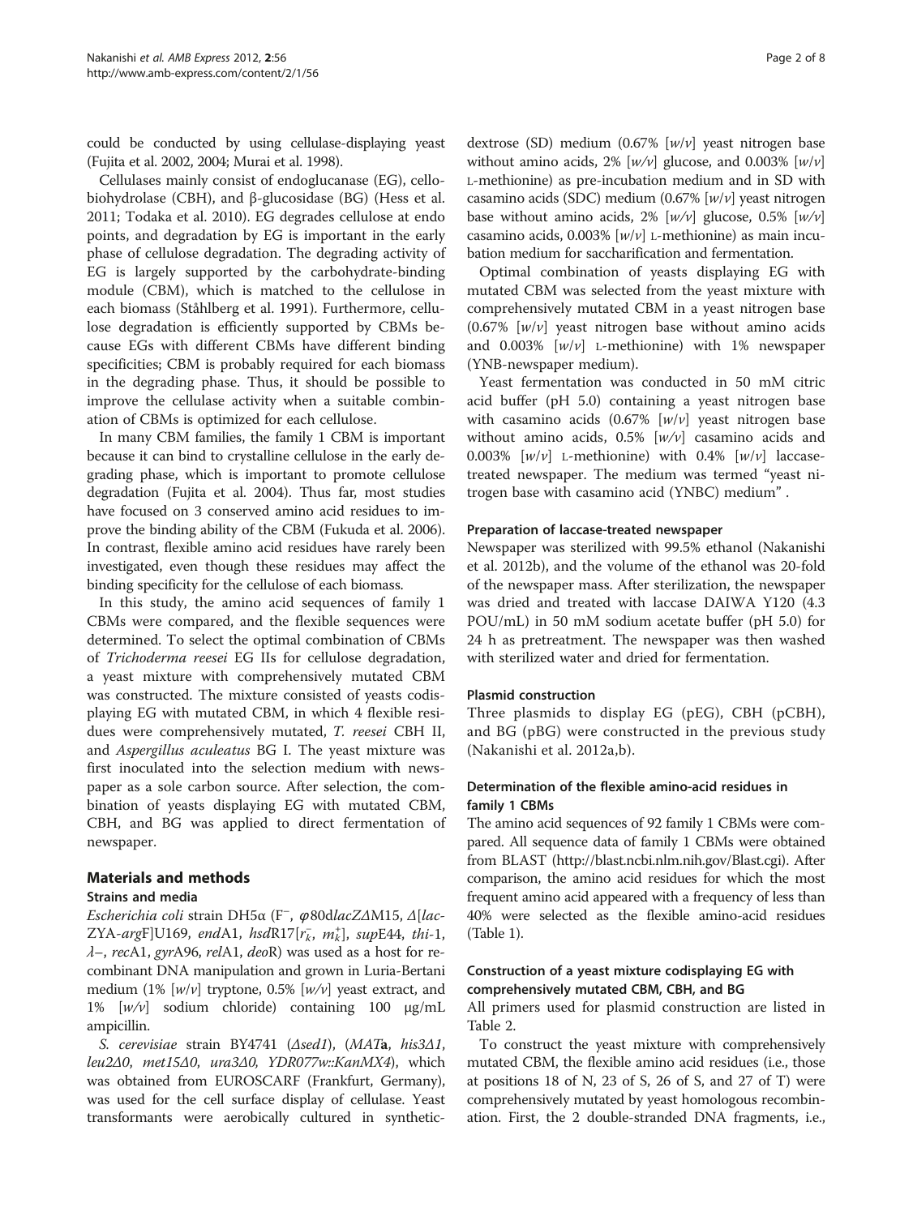could be conducted by using cellulase-displaying yeast (Fujita et al. 2002, 2004; Murai et al. 1998).

Cellulases mainly consist of endoglucanase (EG), cellobiohydrolase (CBH), and β-glucosidase (BG) (Hess et al. 2011; Todaka et al. 2010). EG degrades cellulose at endo points, and degradation by EG is important in the early phase of cellulose degradation. The degrading activity of EG is largely supported by the carbohydrate-binding module (CBM), which is matched to the cellulose in each biomass (Ståhlberg et al. 1991). Furthermore, cellulose degradation is efficiently supported by CBMs because EGs with different CBMs have different binding specificities; CBM is probably required for each biomass in the degrading phase. Thus, it should be possible to improve the cellulase activity when a suitable combination of CBMs is optimized for each cellulose.

In many CBM families, the family 1 CBM is important because it can bind to crystalline cellulose in the early degrading phase, which is important to promote cellulose degradation (Fujita et al. 2004). Thus far, most studies have focused on 3 conserved amino acid residues to improve the binding ability of the CBM (Fukuda et al. 2006). In contrast, flexible amino acid residues have rarely been investigated, even though these residues may affect the binding specificity for the cellulose of each biomass.

In this study, the amino acid sequences of family 1 CBMs were compared, and the flexible sequences were determined. To select the optimal combination of CBMs of *Trichoderma reesei* EG IIs for cellulose degradation, a yeast mixture with comprehensively mutated CBM was constructed. The mixture consisted of yeasts codisplaying EG with mutated CBM, in which 4 flexible residues were comprehensively mutated, *T. reesei* CBH II, and *Aspergillus aculeatus* BG I. The yeast mixture was first inoculated into the selection medium with newspaper as a sole carbon source. After selection, the combination of yeasts displaying EG with mutated CBM, CBH, and BG was applied to direct fermentation of newspaper.

## Materials and methods

### Strains and media

*Escherichia coli* strain DH5α (F$^-$, φ80d*lacZ*ΔM15, Δ[*lac*-ZYA-*arg*F]U169, *end*A1, *hsd*R17[$r_k^-$, $m_k^+$], *sup*E44, *thi*-1, λ–, *rec*A1, *gyr*A96, *rel*A1, *deo*R) was used as a host for recombinant DNA manipulation and grown in Luria-Bertani medium (1% [*w/v*] tryptone, 0.5% [*w/v*] yeast extract, and 1% [*w/v*] sodium chloride) containing 100 μg/mL ampicillin.

*S. cerevisiae* strain BY4741 (Δ*sed1*), (*MAT***a**, *his3Δ1*, *leu2Δ0*, *met15Δ0*, *ura3Δ0*, *YDR077w::KanMX4*), which was obtained from EUROSCARF (Frankfurt, Germany), was used for the cell surface display of cellulase. Yeast transformants were aerobically cultured in synthetic-dextrose (SD) medium (0.67% [*w/v*] yeast nitrogen base without amino acids, 2% [*w/v*] glucose, and 0.003% [*w/v*] L-methionine) as pre-incubation medium and in SD with casamino acids (SDC) medium (0.67% [*w/v*] yeast nitrogen base without amino acids, 2% [*w/v*] glucose, 0.5% [*w/v*] casamino acids, 0.003% [*w/v*] L-methionine) as main incubation medium for saccharification and fermentation.

Optimal combination of yeasts displaying EG with mutated CBM was selected from the yeast mixture with comprehensively mutated CBM in a yeast nitrogen base (0.67% [*w/v*] yeast nitrogen base without amino acids and 0.003% [*w/v*] L-methionine) with 1% newspaper (YNB-newspaper medium).

Yeast fermentation was conducted in 50 mM citric acid buffer (pH 5.0) containing a yeast nitrogen base with casamino acids (0.67% [*w/v*] yeast nitrogen base without amino acids, 0.5% [*w/v*] casamino acids and 0.003% [*w/v*] L-methionine) with 0.4% [*w/v*] laccase-treated newspaper. The medium was termed "yeast nitrogen base with casamino acid (YNBC) medium".

### Preparation of laccase-treated newspaper

Newspaper was sterilized with 99.5% ethanol (Nakanishi et al. 2012b), and the volume of the ethanol was 20-fold of the newspaper mass. After sterilization, the newspaper was dried and treated with laccase DAIWA Y120 (4.3 POU/mL) in 50 mM sodium acetate buffer (pH 5.0) for 24 h as pretreatment. The newspaper was then washed with sterilized water and dried for fermentation.

### Plasmid construction

Three plasmids to display EG (pEG), CBH (pCBH), and BG (pBG) were constructed in the previous study (Nakanishi et al. 2012a,b).

### Determination of the flexible amino-acid residues in family 1 CBMs

The amino acid sequences of 92 family 1 CBMs were compared. All sequence data of family 1 CBMs were obtained from BLAST (http://blast.ncbi.nlm.nih.gov/Blast.cgi). After comparison, the amino acid residues for which the most frequent amino acid appeared with a frequency of less than 40% were selected as the flexible amino-acid residues (Table 1).

### Construction of a yeast mixture codisplaying EG with comprehensively mutated CBM, CBH, and BG

All primers used for plasmid construction are listed in Table 2.

To construct the yeast mixture with comprehensively mutated CBM, the flexible amino acid residues (i.e., those at positions 18 of N, 23 of S, 26 of S, and 27 of T) were comprehensively mutated by yeast homologous recombination. First, the 2 double-stranded DNA fragments, i.e.,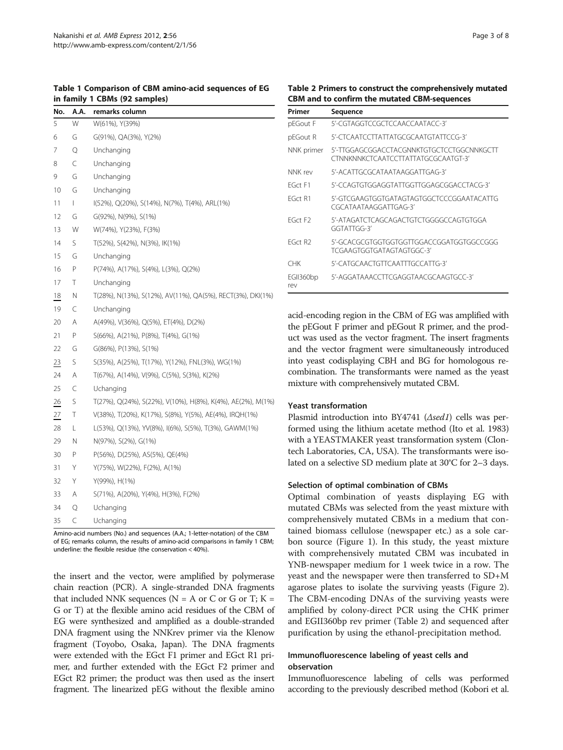**Table 1 Comparison of CBM amino-acid sequences of EG in family 1 CBMs (92 samples)**

| No. | A.A. | remarks column |
|---|---|---|
| 5 | W | W(61%), Y(39%) |
| 6 | G | G(91%), QA(3%), Y(2%) |
| 7 | Q | Unchanging |
| 8 | C | Unchanging |
| 9 | G | Unchanging |
| 10 | G | Unchanging |
| 11 | I | I(52%), Q(20%), S(14%), N(7%), T(4%), ARL(1%) |
| 12 | G | G(92%), N(9%), S(1%) |
| 13 | W | W(74%), Y(23%), F(3%) |
| 14 | S | T(52%), S(42%), N(3%), IK(1%) |
| 15 | G | Unchanging |
| 16 | P | P(74%), A(17%), S(4%), L(3%), Q(2%) |
| 17 | T | Unchanging |
| <u>18</u> | N | T(28%), N(13%), S(12%), AV(11%), QA(5%), RECT(3%), DKI(1%) |
| 19 | C | Unchanging |
| 20 | A | A(49%), V(36%), Q(5%), ET(4%), D(2%) |
| 21 | P | S(66%), A(21%), P(8%), T(4%), G(1%) |
| 22 | G | G(86%), P(13%), S(1%) |
| <u>23</u> | S | S(35%), A(25%), T(17%), Y(12%), FNL(3%), WG(1%) |
| 24 | A | T(67%), A(14%), V(9%), C(5%), S(3%), K(2%) |
| 25 | C | Uchanging |
| <u>26</u> | S | T(27%), Q(24%), S(22%), V(10%), H(8%), K(4%), AE(2%), M(1%) |
| <u>27</u> | T | V(38%), T(20%), K(17%), S(8%), Y(5%), AE(4%), IRQH(1%) |
| 28 | L | L(53%), Q(13%), YV(8%), I(6%), S(5%), T(3%), GAWM(1%) |
| 29 | N | N(97%), S(2%), G(1%) |
| 30 | P | P(56%), D(25%), AS(5%), QE(4%) |
| 31 | Y | Y(75%), W(22%), F(2%), A(1%) |
| 32 | Y | Y(99%), H(1%) |
| 33 | A | S(71%), A(20%), Y(4%), H(3%), F(2%) |
| 34 | Q | Uchanging |
| 35 | C | Uchanging |

Amino-acid numbers (No.) and sequences (A.A.; 1-letter-notation) of the CBM of EG; remarks column, the results of amino-acid comparisons in family 1 CBM; underline: the flexible residue (the conservation < 40%).

the insert and the vector, were amplified by polymerase chain reaction (PCR). A single-stranded DNA fragments that included NNK sequences (N = A or C or G or T; K = G or T) at the flexible amino acid residues of the CBM of EG were synthesized and amplified as a double-stranded DNA fragment using the NNKrev primer via the Klenow fragment (Toyobo, Osaka, Japan). The DNA fragments were extended with the EGct F1 primer and EGct R1 primer, and further extended with the EGct F2 primer and EGct R2 primer; the product was then used as the insert fragment. The linearized pEG without the flexible amino acid-encoding region in the CBM of EG was amplified with the pEGout F primer and pEGout R primer, and the product was used as the vector fragment. The insert fragments and the vector fragment were simultaneously introduced into yeast codisplaying CBH and BG for homologous recombination. The transformants were named as the yeast mixture with comprehensively mutated CBM.

**Table 2 Primers to construct the comprehensively mutated CBM and to confirm the mutated CBM-sequences**

| Primer | Sequence |
|---|---|
| pEGout F | 5'-CGTAGGTCCGCTCCAACCAATACC-3' |
| pEGout R | 5'-CTCAATCCTTATTATGCGCAATGTATTCCG-3' |
| NNK primer | 5'-TTGGAGCGGACCTACGNNKTGTGCTCCTGGCNNKGCTTCTNNKNNKCTCAATCCTTATTATGCGCAATGT-3' |
| NNK rev | 5'-ACATTGCGCATAATAAGGATTGAG-3' |
| EGct F1 | 5'-CCAGTGTGGAGGTATTGGTTGGAGCGGACCTACG-3' |
| EGct R1 | 5'-GTCGAAGTGGTGATAGTAGTGGCTCCCGGAATACATTGCGCATAATAAGGATTGAG-3' |
| EGct F2 | 5'-ATAGATCTCAGCAGACTGTCTGGGGCCAGTGTGGAGGTATTGG-3' |
| EGct R2 | 5'-GCACGCGTGGTGGTGGTTGGACCGGATGGTGGCCGGGTCGAAGTGGTGATAGTAGTGGC-3' |
| CHK | 5'-CATGCAACTGTTCAATTTGCCATTG-3' |
| EGII360bp rev | 5'-AGGATAAACCTTCGAGGTAACGCAAGTGCC-3' |

### Yeast transformation

Plasmid introduction into BY4741 (*Δsed1*) cells was performed using the lithium acetate method (Ito et al. 1983) with a YEASTMAKER yeast transformation system (Clontech Laboratories, CA, USA). The transformants were isolated on a selective SD medium plate at 30°C for 2–3 days.

### Selection of optimal combination of CBMs

Optimal combination of yeasts displaying EG with mutated CBMs was selected from the yeast mixture with comprehensively mutated CBMs in a medium that contained biomass cellulose (newspaper etc.) as a sole carbon source (Figure 1). In this study, the yeast mixture with comprehensively mutated CBM was incubated in YNB-newspaper medium for 1 week twice in a row. The yeast and the newspaper were then transferred to SD+M agarose plates to isolate the surviving yeasts (Figure 2). The CBM-encoding DNAs of the surviving yeasts were amplified by colony-direct PCR using the CHK primer and EGII360bp rev primer (Table 2) and sequenced after purification by using the ethanol-precipitation method.

### Immunofluorescence labeling of yeast cells and observation

Immunofluorescence labeling of cells was performed according to the previously described method (Kobori et al.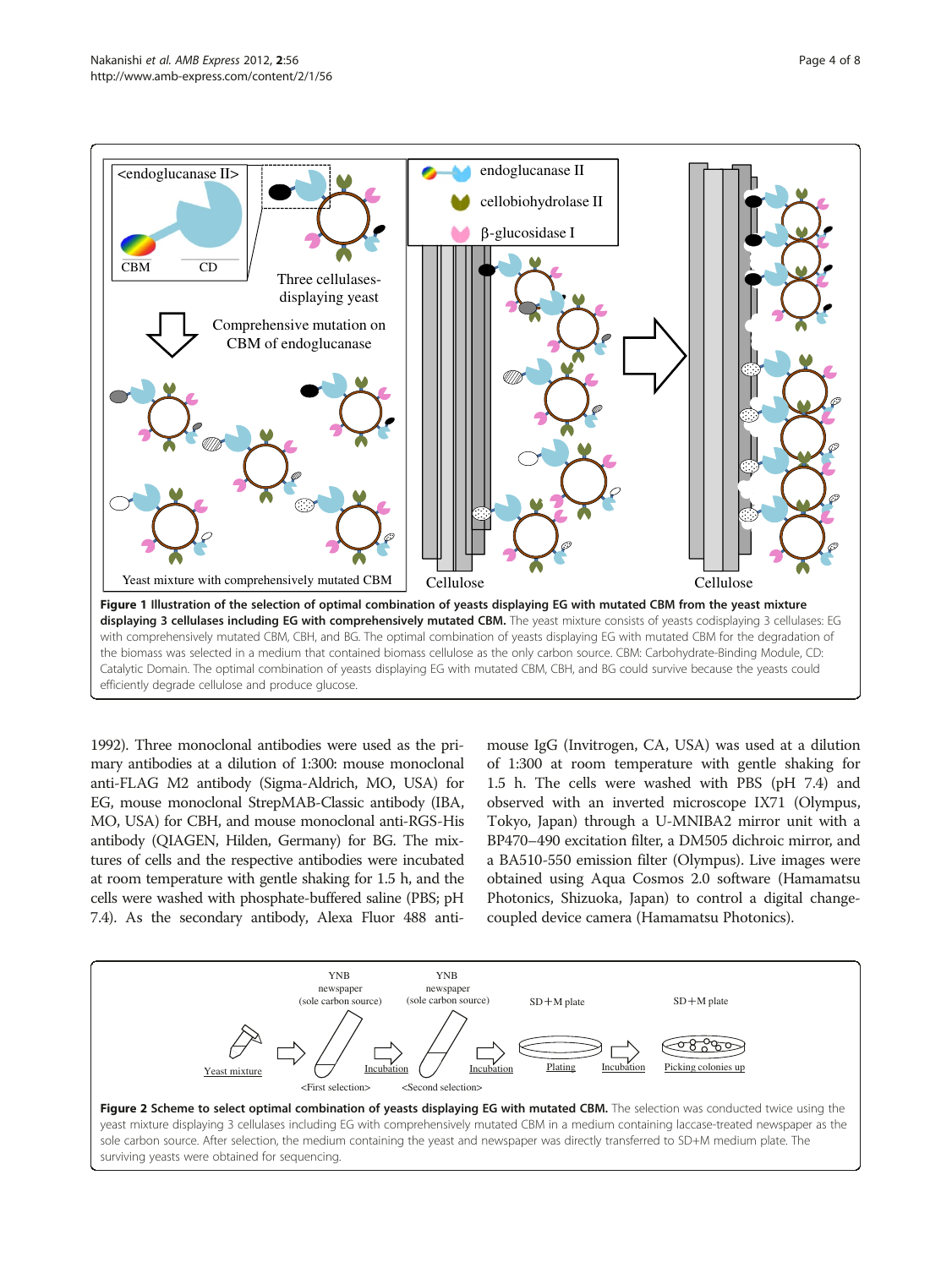**Figure 1 Illustration of the selection of optimal combination of yeasts displaying EG with mutated CBM from the yeast mixture displaying 3 cellulases including EG with comprehensively mutated CBM.** The yeast mixture consists of yeasts codisplaying 3 cellulases: EG with comprehensively mutated CBM, CBH, and BG. The optimal combination of yeasts displaying EG with mutated CBM for the degradation of the biomass was selected in a medium that contained biomass cellulose as the only carbon source. CBM: Carbohydrate-Binding Module, CD: Catalytic Domain. The optimal combination of yeasts displaying EG with mutated CBM, CBH, and BG could survive because the yeasts could efficiently degrade cellulose and produce glucose.

1992). Three monoclonal antibodies were used as the primary antibodies at a dilution of 1:300: mouse monoclonal anti-FLAG M2 antibody (Sigma-Aldrich, MO, USA) for EG, mouse monoclonal StrepMAB-Classic antibody (IBA, MO, USA) for CBH, and mouse monoclonal anti-RGS-His antibody (QIAGEN, Hilden, Germany) for BG. The mixtures of cells and the respective antibodies were incubated at room temperature with gentle shaking for 1.5 h, and the cells were washed with phosphate-buffered saline (PBS; pH 7.4). As the secondary antibody, Alexa Fluor 488 anti-mouse IgG (Invitrogen, CA, USA) was used at a dilution of 1:300 at room temperature with gentle shaking for 1.5 h. The cells were washed with PBS (pH 7.4) and observed with an inverted microscope IX71 (Olympus, Tokyo, Japan) through a U-MNIBA2 mirror unit with a BP470–490 excitation filter, a DM505 dichroic mirror, and a BA510-550 emission filter (Olympus). Live images were obtained using Aqua Cosmos 2.0 software (Hamamatsu Photonics, Shizuoka, Japan) to control a digital change-coupled device camera (Hamamatsu Photonics).

**Figure 2 Scheme to select optimal combination of yeasts displaying EG with mutated CBM.** The selection was conducted twice using the yeast mixture displaying 3 cellulases including EG with comprehensively mutated CBM in a medium containing laccase-treated newspaper as the sole carbon source. After selection, the medium containing the yeast and newspaper was directly transferred to SD+M medium plate. The surviving yeasts were obtained for sequencing.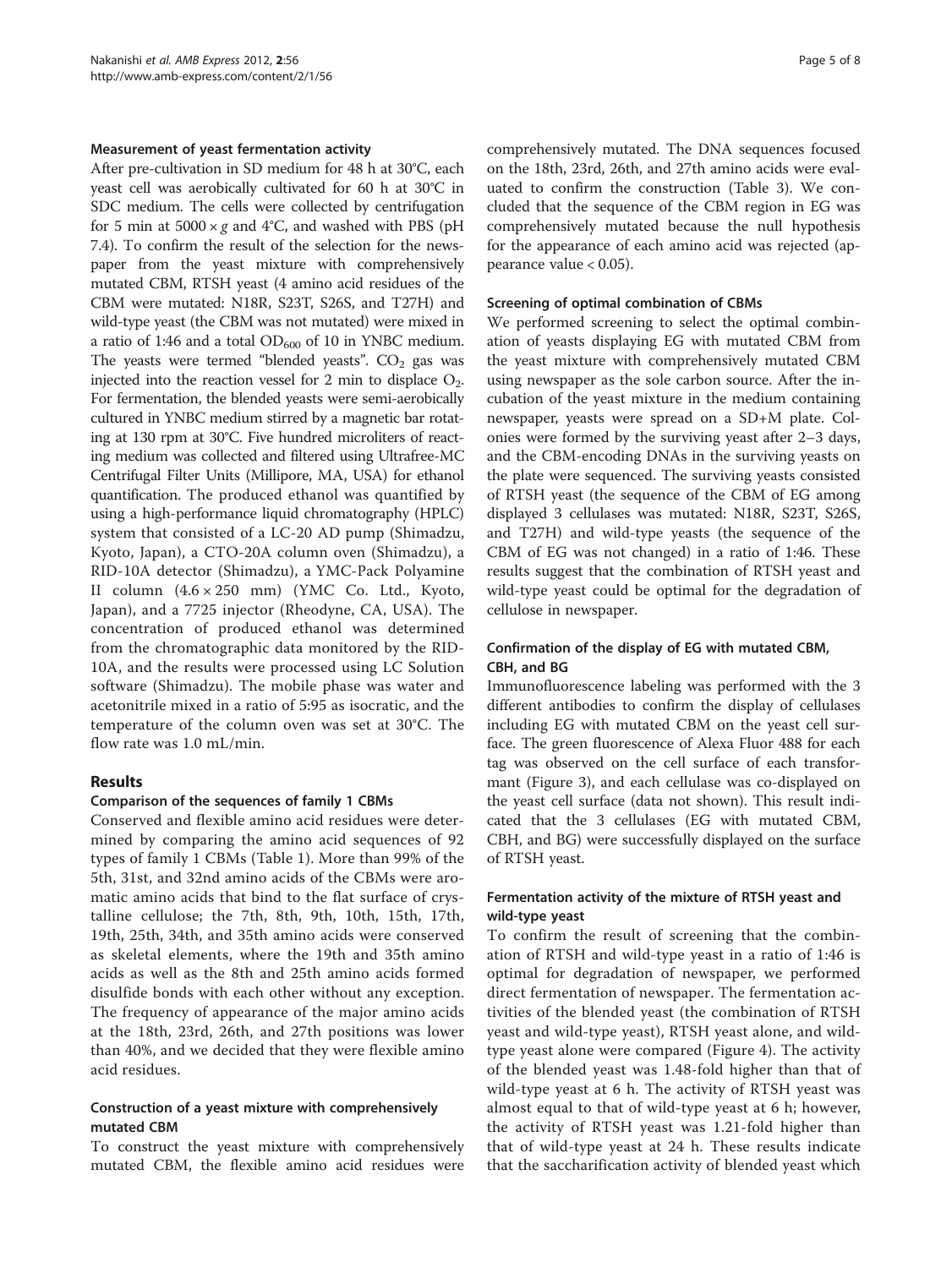### Measurement of yeast fermentation activity

After pre-cultivation in SD medium for 48 h at 30°C, each yeast cell was aerobically cultivated for 60 h at 30°C in SDC medium. The cells were collected by centrifugation for 5 min at $5000 \times g$ and 4°C, and washed with PBS (pH 7.4). To confirm the result of the selection for the newspaper from the yeast mixture with comprehensively mutated CBM, RTSH yeast (4 amino acid residues of the CBM were mutated: N18R, S23T, S26S, and T27H) and wild-type yeast (the CBM was not mutated) were mixed in a ratio of 1:46 and a total $OD_{600}$ of 10 in YNBC medium. The yeasts were termed "blended yeasts". $CO_2$ gas was injected into the reaction vessel for 2 min to displace $O_2$. For fermentation, the blended yeasts were semi-aerobically cultured in YNBC medium stirred by a magnetic bar rotating at 130 rpm at 30°C. Five hundred microliters of reacting medium was collected and filtered using Ultrafree-MC Centrifugal Filter Units (Millipore, MA, USA) for ethanol quantification. The produced ethanol was quantified by using a high-performance liquid chromatography (HPLC) system that consisted of a LC-20 AD pump (Shimadzu, Kyoto, Japan), a CTO-20A column oven (Shimadzu), a RID-10A detector (Shimadzu), a YMC-Pack Polyamine II column ($4.6 \times 250$ mm) (YMC Co. Ltd., Kyoto, Japan), and a 7725 injector (Rheodyne, CA, USA). The concentration of produced ethanol was determined from the chromatographic data monitored by the RID-10A, and the results were processed using LC Solution software (Shimadzu). The mobile phase was water and acetonitrile mixed in a ratio of 5:95 as isocratic, and the temperature of the column oven was set at 30°C. The flow rate was 1.0 mL/min.

## Results

### Comparison of the sequences of family 1 CBMs

Conserved and flexible amino acid residues were determined by comparing the amino acid sequences of 92 types of family 1 CBMs (Table 1). More than 99% of the 5th, 31st, and 32nd amino acids of the CBMs were aromatic amino acids that bind to the flat surface of crystalline cellulose; the 7th, 8th, 9th, 10th, 15th, 17th, 19th, 25th, 34th, and 35th amino acids were conserved as skeletal elements, where the 19th and 35th amino acids as well as the 8th and 25th amino acids formed disulfide bonds with each other without any exception. The frequency of appearance of the major amino acids at the 18th, 23rd, 26th, and 27th positions was lower than 40%, and we decided that they were flexible amino acid residues.

### Construction of a yeast mixture with comprehensively mutated CBM

To construct the yeast mixture with comprehensively mutated CBM, the flexible amino acid residues were comprehensively mutated. The DNA sequences focused on the 18th, 23rd, 26th, and 27th amino acids were evaluated to confirm the construction (Table 3). We concluded that the sequence of the CBM region in EG was comprehensively mutated because the null hypothesis for the appearance of each amino acid was rejected (appearance value < 0.05).

### Screening of optimal combination of CBMs

We performed screening to select the optimal combination of yeasts displaying EG with mutated CBM from the yeast mixture with comprehensively mutated CBM using newspaper as the sole carbon source. After the incubation of the yeast mixture in the medium containing newspaper, yeasts were spread on a SD+M plate. Colonies were formed by the surviving yeast after 2–3 days, and the CBM-encoding DNAs in the surviving yeasts on the plate were sequenced. The surviving yeasts consisted of RTSH yeast (the sequence of the CBM of EG among displayed 3 cellulases was mutated: N18R, S23T, S26S, and T27H) and wild-type yeasts (the sequence of the CBM of EG was not changed) in a ratio of 1:46. These results suggest that the combination of RTSH yeast and wild-type yeast could be optimal for the degradation of cellulose in newspaper.

### Confirmation of the display of EG with mutated CBM, CBH, and BG

Immunofluorescence labeling was performed with the 3 different antibodies to confirm the display of cellulases including EG with mutated CBM on the yeast cell surface. The green fluorescence of Alexa Fluor 488 for each tag was observed on the cell surface of each transformant (Figure 3), and each cellulase was co-displayed on the yeast cell surface (data not shown). This result indicated that the 3 cellulases (EG with mutated CBM, CBH, and BG) were successfully displayed on the surface of RTSH yeast.

### Fermentation activity of the mixture of RTSH yeast and wild-type yeast

To confirm the result of screening that the combination of RTSH and wild-type yeast in a ratio of 1:46 is optimal for degradation of newspaper, we performed direct fermentation of newspaper. The fermentation activities of the blended yeast (the combination of RTSH yeast and wild-type yeast), RTSH yeast alone, and wild-type yeast alone were compared (Figure 4). The activity of the blended yeast was 1.48-fold higher than that of wild-type yeast at 6 h. The activity of RTSH yeast was almost equal to that of wild-type yeast at 6 h; however, the activity of RTSH yeast was 1.21-fold higher than that of wild-type yeast at 24 h. These results indicate that the saccharification activity of blended yeast which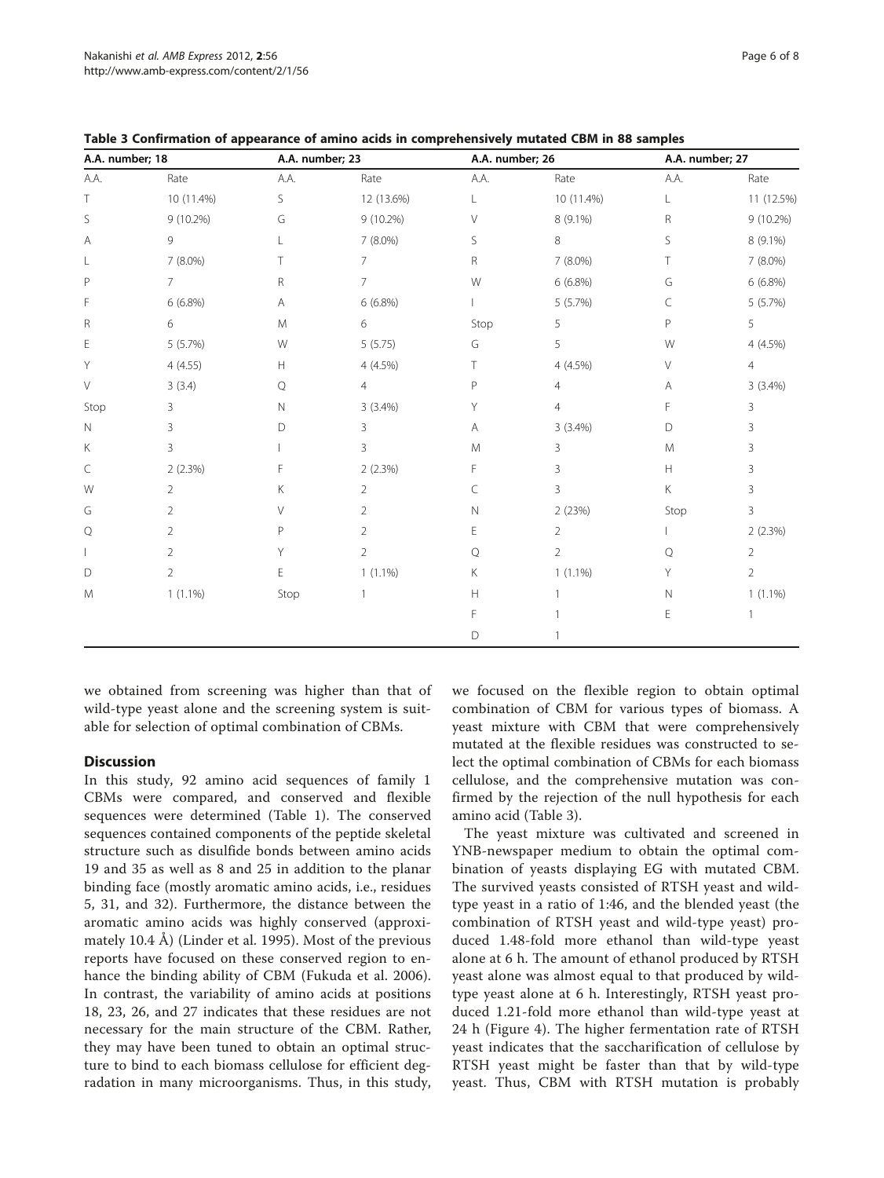**Table 3 Confirmation of appearance of amino acids in comprehensively mutated CBM in 88 samples**

| A.A. number; 18 | | A.A. number; 23 | | A.A. number; 26 | | A.A. number; 27 | |
|---|---|---|---|---|---|---|---|
| A.A. | Rate | A.A. | Rate | A.A. | Rate | A.A. | Rate |
| T | 10 (11.4%) | S | 12 (13.6%) | L | 10 (11.4%) | L | 11 (12.5%) |
| S | 9 (10.2%) | G | 9 (10.2%) | V | 8 (9.1%) | R | 9 (10.2%) |
| A | 9 | L | 7 (8.0%) | S | 8 | S | 8 (9.1%) |
| L | 7 (8.0%) | T | 7 | R | 7 (8.0%) | T | 7 (8.0%) |
| P | 7 | R | 7 | W | 6 (6.8%) | G | 6 (6.8%) |
| F | 6 (6.8%) | A | 6 (6.8%) | I | 5 (5.7%) | C | 5 (5.7%) |
| R | 6 | M | 6 | Stop | 5 | P | 5 |
| E | 5 (5.7%) | W | 5 (5.75) | G | 5 | W | 4 (4.5%) |
| Y | 4 (4.55) | H | 4 (4.5%) | T | 4 (4.5%) | V | 4 |
| V | 3 (3.4) | Q | 4 | P | 4 | A | 3 (3.4%) |
| Stop | 3 | N | 3 (3.4%) | Y | 4 | F | 3 |
| N | 3 | D | 3 | A | 3 (3.4%) | D | 3 |
| K | 3 | I | 3 | M | 3 | M | 3 |
| C | 2 (2.3%) | F | 2 (2.3%) | F | 3 | H | 3 |
| W | 2 | K | 2 | C | 3 | K | 3 |
| G | 2 | V | 2 | N | 2 (23%) | Stop | 3 |
| Q | 2 | P | 2 | E | 2 | I | 2 (2.3%) |
| I | 2 | Y | 2 | Q | 2 | Q | 2 |
| D | 2 | E | 1 (1.1%) | K | 1 (1.1%) | Y | 2 |
| M | 1 (1.1%) | Stop | 1 | H | 1 | N | 1 (1.1%) |
| | | | | F | 1 | E | 1 |
| | | | | D | 1 | | |

we obtained from screening was higher than that of wild-type yeast alone and the screening system is suitable for selection of optimal combination of CBMs.

## Discussion

In this study, 92 amino acid sequences of family 1 CBMs were compared, and conserved and flexible sequences were determined (Table 1). The conserved sequences contained components of the peptide skeletal structure such as disulfide bonds between amino acids 19 and 35 as well as 8 and 25 in addition to the planar binding face (mostly aromatic amino acids, i.e., residues 5, 31, and 32). Furthermore, the distance between the aromatic amino acids was highly conserved (approximately 10.4 Å) (Linder et al. 1995). Most of the previous reports have focused on these conserved region to enhance the binding ability of CBM (Fukuda et al. 2006). In contrast, the variability of amino acids at positions 18, 23, 26, and 27 indicates that these residues are not necessary for the main structure of the CBM. Rather, they may have been tuned to obtain an optimal structure to bind to each biomass cellulose for efficient degradation in many microorganisms. Thus, in this study, we focused on the flexible region to obtain optimal combination of CBM for various types of biomass. A yeast mixture with CBM that were comprehensively mutated at the flexible residues was constructed to select the optimal combination of CBMs for each biomass cellulose, and the comprehensive mutation was confirmed by the rejection of the null hypothesis for each amino acid (Table 3).

The yeast mixture was cultivated and screened in YNB-newspaper medium to obtain the optimal combination of yeasts displaying EG with mutated CBM. The survived yeasts consisted of RTSH yeast and wild-type yeast in a ratio of 1:46, and the blended yeast (the combination of RTSH yeast and wild-type yeast) produced 1.48-fold more ethanol than wild-type yeast alone at 6 h. The amount of ethanol produced by RTSH yeast alone was almost equal to that produced by wild-type yeast alone at 6 h. Interestingly, RTSH yeast produced 1.21-fold more ethanol than wild-type yeast at 24 h (Figure 4). The higher fermentation rate of RTSH yeast indicates that the saccharification of cellulose by RTSH yeast might be faster than that by wild-type yeast. Thus, CBM with RTSH mutation is probably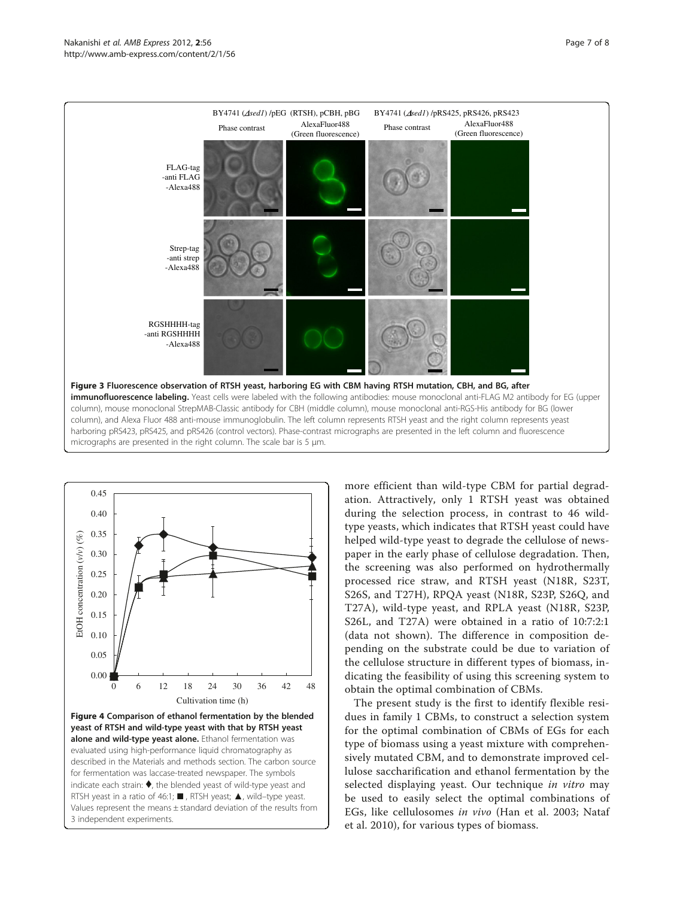**Figure 3 Fluorescence observation of RTSH yeast, harboring EG with CBM having RTSH mutation, CBH, and BG, after immunofluorescence labeling.** Yeast cells were labeled with the following antibodies: mouse monoclonal anti-FLAG M2 antibody for EG (upper column), mouse monoclonal StrepMAB-Classic antibody for CBH (middle column), mouse monoclonal anti-RGS-His antibody for BG (lower column), and Alexa Fluor 488 anti-mouse immunoglobulin. The left column represents RTSH yeast and the right column represents yeast harboring pRS423, pRS425, and pRS426 (control vectors). Phase-contrast micrographs are presented in the left column and fluorescence micrographs are presented in the right column. The scale bar is 5 μm.

**Figure 4 Comparison of ethanol fermentation by the blended yeast of RTSH and wild-type yeast with that by RTSH yeast alone and wild-type yeast alone.** Ethanol fermentation was evaluated using high-performance liquid chromatography as described in the Materials and methods section. The carbon source for fermentation was laccase-treated newspaper. The symbols indicate each strain: ♦, the blended yeast of wild-type yeast and RTSH yeast in a ratio of 46:1; ■, RTSH yeast; ▲, wild–type yeast. Values represent the means ± standard deviation of the results from 3 independent experiments.

more efficient than wild-type CBM for partial degradation. Attractively, only 1 RTSH yeast was obtained during the selection process, in contrast to 46 wild-type yeasts, which indicates that RTSH yeast could have helped wild-type yeast to degrade the cellulose of newspaper in the early phase of cellulose degradation. Then, the screening was also performed on hydrothermally processed rice straw, and RTSH yeast (N18R, S23T, S26S, and T27H), RPQA yeast (N18R, S23P, S26Q, and T27A), wild-type yeast, and RPLA yeast (N18R, S23P, S26L, and T27A) were obtained in a ratio of 10:7:2:1 (data not shown). The difference in composition depending on the substrate could be due to variation of the cellulose structure in different types of biomass, indicating the feasibility of using this screening system to obtain the optimal combination of CBMs.

The present study is the first to identify flexible residues in family 1 CBMs, to construct a selection system for the optimal combination of CBMs of EGs for each type of biomass using a yeast mixture with comprehensively mutated CBM, and to demonstrate improved cellulose saccharification and ethanol fermentation by the selected displaying yeast. Our technique *in vitro* may be used to easily select the optimal combinations of EGs, like cellulosomes *in vivo* (Han et al. 2003; Nataf et al. 2010), for various types of biomass.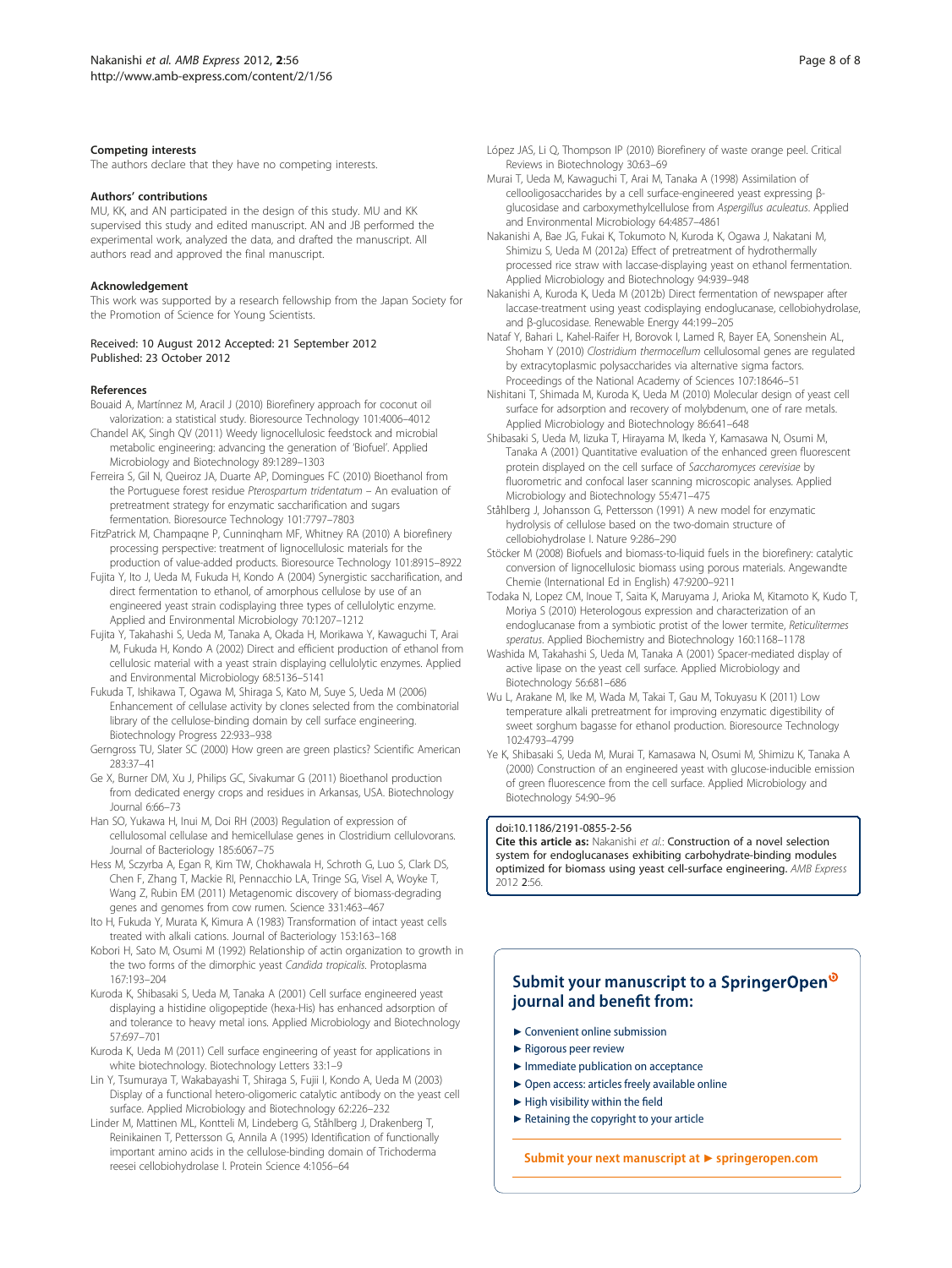### Competing interests

The authors declare that they have no competing interests.

### Authors' contributions

MU, KK, and AN participated in the design of this study. MU and KK supervised this study and edited manuscript. AN and JB performed the experimental work, analyzed the data, and drafted the manuscript. All authors read and approved the final manuscript.

### Acknowledgement

This work was supported by a research fellowship from the Japan Society for the Promotion of Science for Young Scientists.

Received: 10 August 2012 Accepted: 21 September 2012
Published: 23 October 2012

### References

Bouaid A, Martínnez M, Aracil J (2010) Biorefinery approach for coconut oil valorization: a statistical study. Bioresource Technology 101:4006–4012

Chandel AK, Singh QV (2011) Weedy lignocellulosic feedstock and microbial metabolic engineering: advancing the generation of 'Biofuel'. Applied Microbiology and Biotechnology 89:1289–1303

Ferreira S, Gil N, Queiroz JA, Duarte AP, Domingues FC (2010) Bioethanol from the Portuguese forest residue *Pterospartum tridentatum* – An evaluation of pretreatment strategy for enzymatic saccharification and sugars fermentation. Bioresource Technology 101:7797–7803

FitzPatrick M, Champaqne P, Cunninqham MF, Whitney RA (2010) A biorefinery processing perspective: treatment of lignocellulosic materials for the production of value-added products. Bioresource Technology 101:8915–8922

Fujita Y, Ito J, Ueda M, Fukuda H, Kondo A (2004) Synergistic saccharification, and direct fermentation to ethanol, of amorphous cellulose by use of an engineered yeast strain codisplaying three types of cellulolytic enzyme. Applied and Environmental Microbiology 70:1207–1212

Fujita Y, Takahashi S, Ueda M, Tanaka A, Okada H, Morikawa Y, Kawaguchi T, Arai M, Fukuda H, Kondo A (2002) Direct and efficient production of ethanol from cellulosic material with a yeast strain displaying cellulolytic enzymes. Applied and Environmental Microbiology 68:5136–5141

Fukuda T, Ishikawa T, Ogawa M, Shiraga S, Kato M, Suye S, Ueda M (2006) Enhancement of cellulase activity by clones selected from the combinatorial library of the cellulose-binding domain by cell surface engineering. Biotechnology Progress 22:933–938

Gerngross TU, Slater SC (2000) How green are green plastics? Scientific American 283:37–41

Ge X, Burner DM, Xu J, Philips GC, Sivakumar G (2011) Bioethanol production from dedicated energy crops and residues in Arkansas, USA. Biotechnology Journal 6:66–73

Han SO, Yukawa H, Inui M, Doi RH (2003) Regulation of expression of cellulosomal cellulase and hemicellulase genes in Clostridium cellulovorans. Journal of Bacteriology 185:6067–75

Hess M, Sczyrba A, Egan R, Kim TW, Chokhawala H, Schroth G, Luo S, Clark DS, Chen F, Zhang T, Mackie RI, Pennacchio LA, Tringe SG, Visel A, Woyke T, Wang Z, Rubin EM (2011) Metagenomic discovery of biomass-degrading genes and genomes from cow rumen. Science 331:463–467

Ito H, Fukuda Y, Murata K, Kimura A (1983) Transformation of intact yeast cells treated with alkali cations. Journal of Bacteriology 153:163–168

Kobori H, Sato M, Osumi M (1992) Relationship of actin organization to growth in the two forms of the dimorphic yeast *Candida tropicalis*. Protoplasma 167:193–204

Kuroda K, Shibasaki S, Ueda M, Tanaka A (2001) Cell surface engineered yeast displaying a histidine oligopeptide (hexa-His) has enhanced adsorption of and tolerance to heavy metal ions. Applied Microbiology and Biotechnology 57:697–701

Kuroda K, Ueda M (2011) Cell surface engineering of yeast for applications in white biotechnology. Biotechnology Letters 33:1–9

Lin Y, Tsumuraya T, Wakabayashi T, Shiraga S, Fujii I, Kondo A, Ueda M (2003) Display of a functional hetero-oligomeric catalytic antibody on the yeast cell surface. Applied Microbiology and Biotechnology 62:226–232

Linder M, Mattinen ML, Kontteli M, Lindeberg G, Ståhlberg J, Drakenberg T, Reinikainen T, Pettersson G, Annila A (1995) Identification of functionally important amino acids in the cellulose-binding domain of Trichoderma reesei cellobiohydrolase I. Protein Science 4:1056–64

López JAS, Li Q, Thompson IP (2010) Biorefinery of waste orange peel. Critical Reviews in Biotechnology 30:63–69

Murai T, Ueda M, Kawaguchi T, Arai M, Tanaka A (1998) Assimilation of cellooligosaccharides by a cell surface-engineered yeast expressing β-glucosidase and carboxymethylcellulose from *Aspergillus aculeatus*. Applied and Environmental Microbiology 64:4857–4861

Nakanishi A, Bae JG, Fukai K, Tokumoto N, Kuroda K, Ogawa J, Nakatani M, Shimizu S, Ueda M (2012a) Effect of pretreatment of hydrothermally processed rice straw with laccase-displaying yeast on ethanol fermentation. Applied Microbiology and Biotechnology 94:939–948

Nakanishi A, Kuroda K, Ueda M (2012b) Direct fermentation of newspaper after laccase-treatment using yeast codisplaying endoglucanase, cellobiohydrolase, and β-glucosidase. Renewable Energy 44:199–205

Nataf Y, Bahari L, Kahel-Raifer H, Borovok I, Lamed R, Bayer EA, Sonenshein AL, Shoham Y (2010) *Clostridium thermocellum* cellulosomal genes are regulated by extracytoplasmic polysaccharides via alternative sigma factors. Proceedings of the National Academy of Sciences 107:18646–51

Nishitani T, Shimada M, Kuroda K, Ueda M (2010) Molecular design of yeast cell surface for adsorption and recovery of molybdenum, one of rare metals. Applied Microbiology and Biotechnology 86:641–648

Shibasaki S, Ueda M, Iizuka T, Hirayama M, Ikeda Y, Kamasawa N, Osumi M, Tanaka A (2001) Quantitative evaluation of the enhanced green fluorescent protein displayed on the cell surface of *Saccharomyces cerevisiae* by fluorometric and confocal laser scanning microscopic analyses. Applied Microbiology and Biotechnology 55:471–475

Ståhlberg J, Johansson G, Pettersson (1991) A new model for enzymatic hydrolysis of cellulose based on the two-domain structure of cellobiohydrolase I. Nature 9:286–290

Stöcker M (2008) Biofuels and biomass-to-liquid fuels in the biorefinery: catalytic conversion of lignocellulosic biomass using porous materials. Angewandte Chemie (International Ed in English) 47:9200–9211

Todaka N, Lopez CM, Inoue T, Saita K, Maruyama J, Arioka M, Kitamoto K, Kudo T, Moriya S (2010) Heterologous expression and characterization of an endoglucanase from a symbiotic protist of the lower termite, *Reticulitermes speratus*. Applied Biochemistry and Biotechnology 160:1168–1178

Washida M, Takahashi S, Ueda M, Tanaka A (2001) Spacer-mediated display of active lipase on the yeast cell surface. Applied Microbiology and Biotechnology 56:681–686

Wu L, Arakane M, Ike M, Wada M, Takai T, Gau M, Tokuyasu K (2011) Low temperature alkali pretreatment for improving enzymatic digestibility of sweet sorghum bagasse for ethanol production. Bioresource Technology 102:4793–4799

Ye K, Shibasaki S, Ueda M, Murai T, Kamasawa N, Osumi M, Shimizu K, Tanaka A (2000) Construction of an engineered yeast with glucose-inducible emission of green fluorescence from the cell surface. Applied Microbiology and Biotechnology 54:90–96

doi:10.1186/2191-0855-2-56

**Cite this article as:** Nakanishi *et al.*: Construction of a novel selection system for endoglucanases exhibiting carbohydrate-binding modules optimized for biomass using yeast cell-surface engineering. *AMB Express* 2012 **2**:56.

**Submit your manuscript to a SpringerOpen journal and benefit from:**

- ► Convenient online submission
- ► Rigorous peer review
- ► Immediate publication on acceptance
- ► Open access: articles freely available online
- ► High visibility within the field
- ► Retaining the copyright to your article

**Submit your next manuscript at ► springeropen.com**